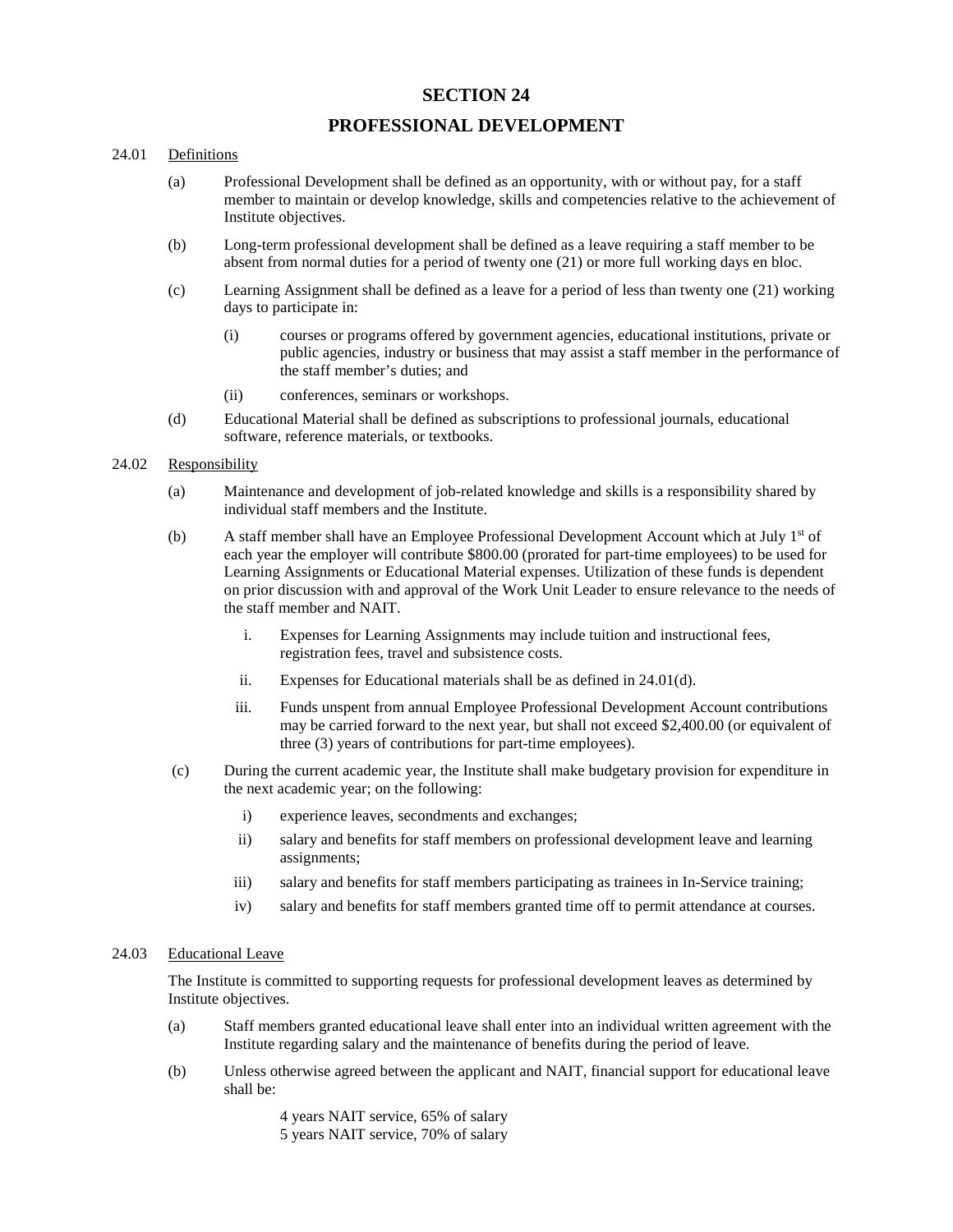# SECTION 24

## PROFESSIONAL DEVELOPMENT

24.01 Definitions

(a) Professional Development shall be defined as an opportunity, with or without pay, for a staff member to maintain or develop knowledge, skills and competencies relative to the achievement of Institute objectives.

(b) Long-term professional development shall be defined as a leave requiring a staff member to be absent from normal duties for a period of twenty one (21) or more full working days en bloc.

(c) Learning Assignment shall be defined as a leave for a period of less than twenty one (21) working days to participate in:

(i) courses or programs offered by government agencies, educational institutions, private or public agencies, industry or business that may assist a staff member in the performance of the staff member's duties; and

(ii) conferences, seminars or workshops.

(d) Educational Material shall be defined as subscriptions to professional journals, educational software, reference materials, or textbooks.

24.02 Responsibility

(a) Maintenance and development of job-related knowledge and skills is a responsibility shared by individual staff members and the Institute.

(b) A staff member shall have an Employee Professional Development Account which at July 1st of each year the employer will contribute $800.00 (prorated for part-time employees) to be used for Learning Assignments or Educational Material expenses. Utilization of these funds is dependent on prior discussion with and approval of the Work Unit Leader to ensure relevance to the needs of the staff member and NAIT.

i. Expenses for Learning Assignments may include tuition and instructional fees, registration fees, travel and subsistence costs.

ii. Expenses for Educational materials shall be as defined in 24.01(d).

iii. Funds unspent from annual Employee Professional Development Account contributions may be carried forward to the next year, but shall not exceed $2,400.00 (or equivalent of three (3) years of contributions for part-time employees).

(c) During the current academic year, the Institute shall make budgetary provision for expenditure in the next academic year; on the following:

i) experience leaves, secondments and exchanges;

ii) salary and benefits for staff members on professional development leave and learning assignments;

iii) salary and benefits for staff members participating as trainees in In-Service training;

iv) salary and benefits for staff members granted time off to permit attendance at courses.

24.03 Educational Leave

The Institute is committed to supporting requests for professional development leaves as determined by Institute objectives.

(a) Staff members granted educational leave shall enter into an individual written agreement with the Institute regarding salary and the maintenance of benefits during the period of leave.

(b) Unless otherwise agreed between the applicant and NAIT, financial support for educational leave shall be:

4 years NAIT service, 65% of salary
5 years NAIT service, 70% of salary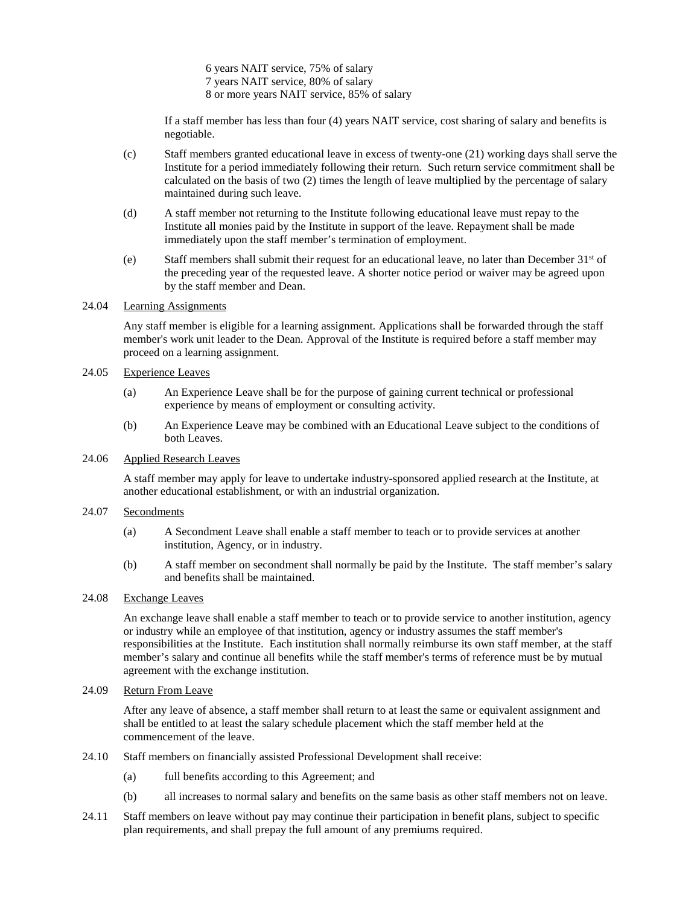6 years NAIT service, 75% of salary
7 years NAIT service, 80% of salary
8 or more years NAIT service, 85% of salary

If a staff member has less than four (4) years NAIT service, cost sharing of salary and benefits is negotiable.

(c) Staff members granted educational leave in excess of twenty-one (21) working days shall serve the Institute for a period immediately following their return. Such return service commitment shall be calculated on the basis of two (2) times the length of leave multiplied by the percentage of salary maintained during such leave.

(d) A staff member not returning to the Institute following educational leave must repay to the Institute all monies paid by the Institute in support of the leave. Repayment shall be made immediately upon the staff member's termination of employment.

(e) Staff members shall submit their request for an educational leave, no later than December 31st of the preceding year of the requested leave. A shorter notice period or waiver may be agreed upon by the staff member and Dean.

24.04 Learning Assignments

Any staff member is eligible for a learning assignment. Applications shall be forwarded through the staff member's work unit leader to the Dean. Approval of the Institute is required before a staff member may proceed on a learning assignment.

24.05 Experience Leaves

(a) An Experience Leave shall be for the purpose of gaining current technical or professional experience by means of employment or consulting activity.

(b) An Experience Leave may be combined with an Educational Leave subject to the conditions of both Leaves.

24.06 Applied Research Leaves

A staff member may apply for leave to undertake industry-sponsored applied research at the Institute, at another educational establishment, or with an industrial organization.

24.07 Secondments

(a) A Secondment Leave shall enable a staff member to teach or to provide services at another institution, Agency, or in industry.

(b) A staff member on secondment shall normally be paid by the Institute. The staff member's salary and benefits shall be maintained.

24.08 Exchange Leaves

An exchange leave shall enable a staff member to teach or to provide service to another institution, agency or industry while an employee of that institution, agency or industry assumes the staff member's responsibilities at the Institute. Each institution shall normally reimburse its own staff member, at the staff member's salary and continue all benefits while the staff member's terms of reference must be by mutual agreement with the exchange institution.

24.09 Return From Leave

After any leave of absence, a staff member shall return to at least the same or equivalent assignment and shall be entitled to at least the salary schedule placement which the staff member held at the commencement of the leave.

24.10 Staff members on financially assisted Professional Development shall receive:

(a) full benefits according to this Agreement; and

(b) all increases to normal salary and benefits on the same basis as other staff members not on leave.

24.11 Staff members on leave without pay may continue their participation in benefit plans, subject to specific plan requirements, and shall prepay the full amount of any premiums required.